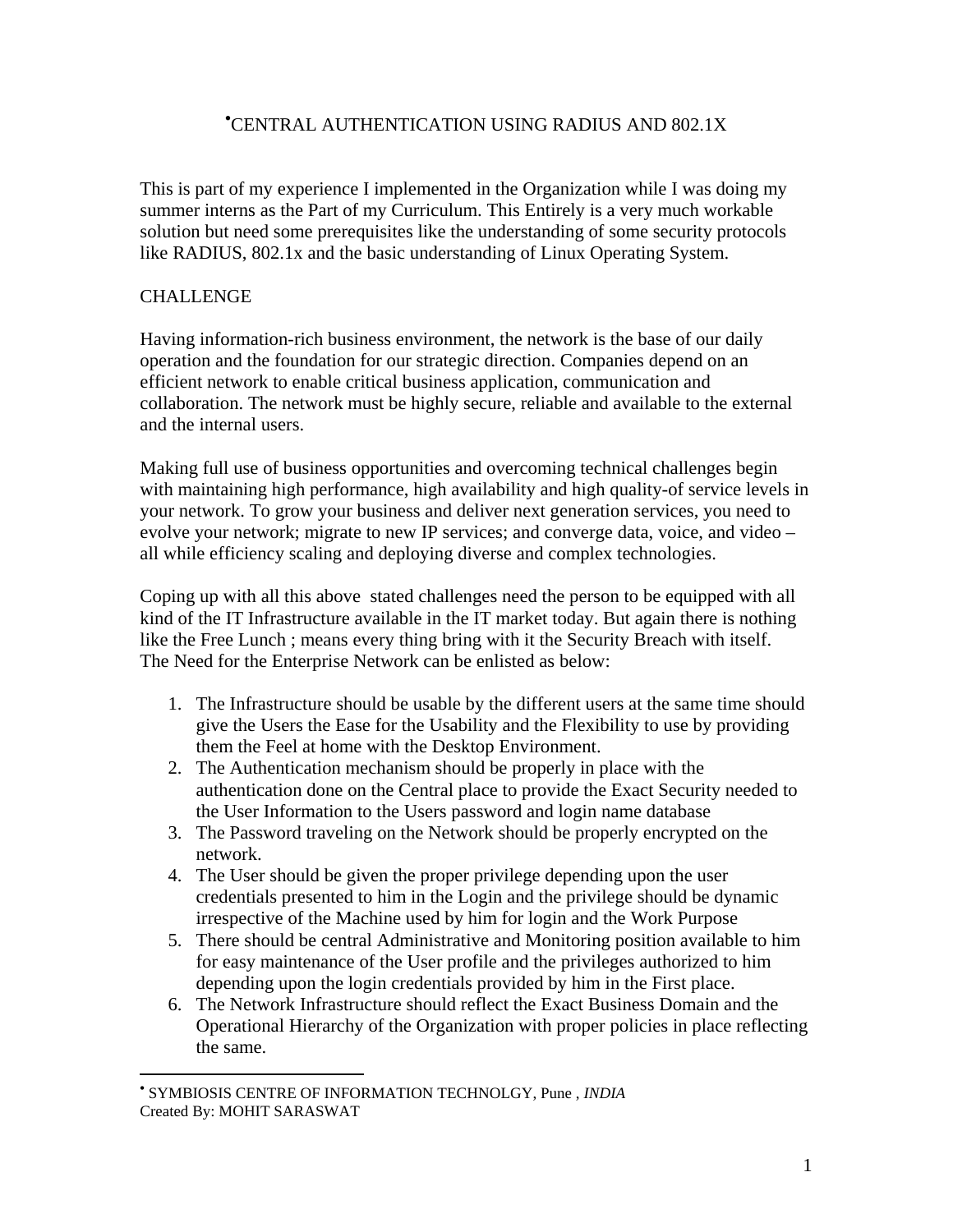# •CENTRAL AUTHENTICATION USING RADIUS AND 802.1X

This is part of my experience I implemented in the Organization while I was doing my summer interns as the Part of my Curriculum. This Entirely is a very much workable solution but need some prerequisites like the understanding of some security protocols like RADIUS, 802.1x and the basic understanding of Linux Operating System.

## CHALLENGE

Having information-rich business environment, the network is the base of our daily operation and the foundation for our strategic direction. Companies depend on an efficient network to enable critical business application, communication and collaboration. The network must be highly secure, reliable and available to the external and the internal users.

Making full use of business opportunities and overcoming technical challenges begin with maintaining high performance, high availability and high quality-of service levels in your network. To grow your business and deliver next generation services, you need to evolve your network; migrate to new IP services; and converge data, voice, and video – all while efficiency scaling and deploying diverse and complex technologies.

Coping up with all this above stated challenges need the person to be equipped with all kind of the IT Infrastructure available in the IT market today. But again there is nothing like the Free Lunch ; means every thing bring with it the Security Breach with itself. The Need for the Enterprise Network can be enlisted as below:

1. The Infrastructure should be usable by the different users at the same time should give the Users the Ease for the Usability and the Flexibility to use by providing them the Feel at home with the Desktop Environment.
2. The Authentication mechanism should be properly in place with the authentication done on the Central place to provide the Exact Security needed to the User Information to the Users password and login name database
3. The Password traveling on the Network should be properly encrypted on the network.
4. The User should be given the proper privilege depending upon the user credentials presented to him in the Login and the privilege should be dynamic irrespective of the Machine used by him for login and the Work Purpose
5. There should be central Administrative and Monitoring position available to him for easy maintenance of the User profile and the privileges authorized to him depending upon the login credentials provided by him in the First place.
6. The Network Infrastructure should reflect the Exact Business Domain and the Operational Hierarchy of the Organization with proper policies in place reflecting the same.

---

• SYMBIOSIS CENTRE OF INFORMATION TECHNOLGY, Pune , *INDIA*
Created By: MOHIT SARASWAT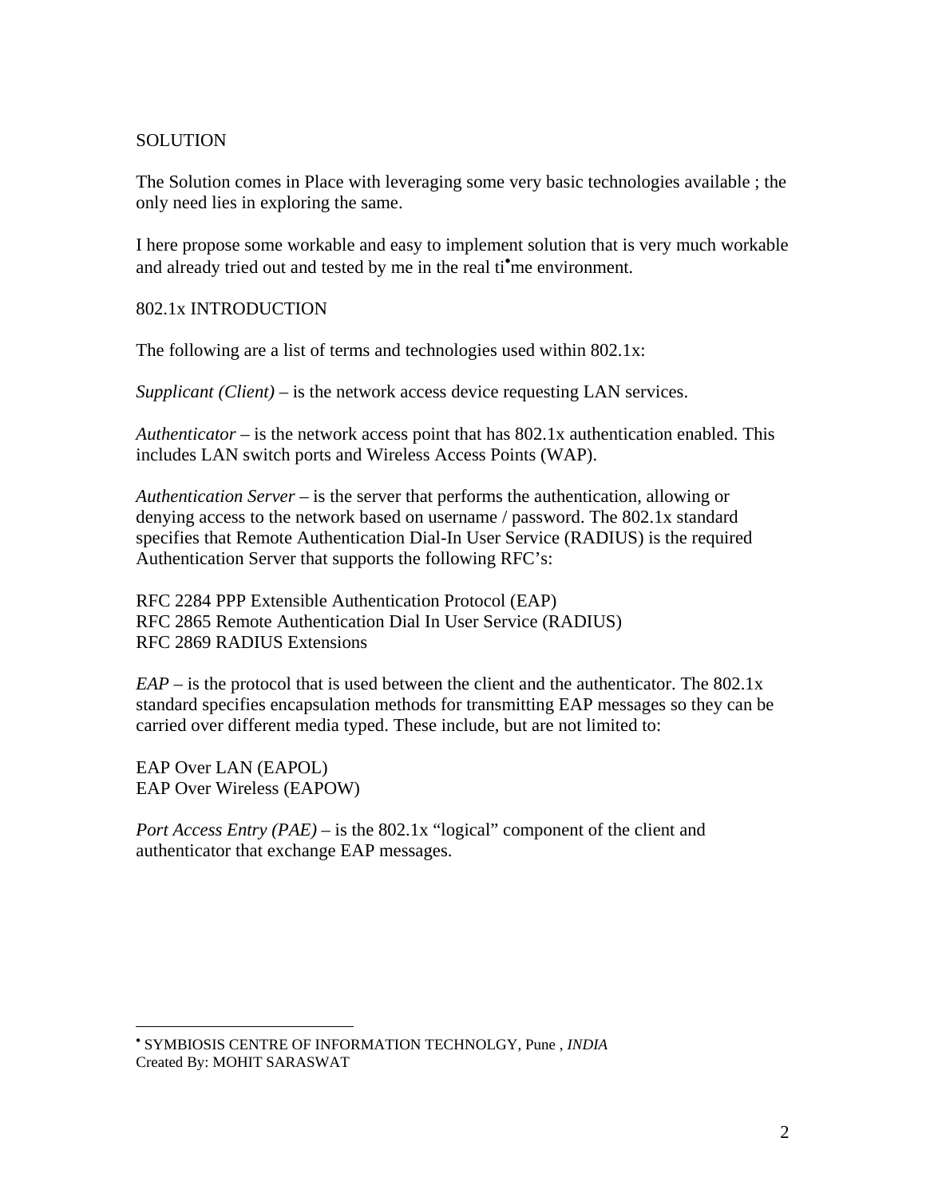SOLUTION

The Solution comes in Place with leveraging some very basic technologies available ; the only need lies in exploring the same.

I here propose some workable and easy to implement solution that is very much workable and already tried out and tested by me in the real ti•me environment.

802.1x INTRODUCTION

The following are a list of terms and technologies used within 802.1x:

*Supplicant (Client)* – is the network access device requesting LAN services.

*Authenticator* – is the network access point that has 802.1x authentication enabled. This includes LAN switch ports and Wireless Access Points (WAP).

*Authentication Server* – is the server that performs the authentication, allowing or denying access to the network based on username / password. The 802.1x standard specifies that Remote Authentication Dial-In User Service (RADIUS) is the required Authentication Server that supports the following RFC's:

RFC 2284 PPP Extensible Authentication Protocol (EAP)
RFC 2865 Remote Authentication Dial In User Service (RADIUS)
RFC 2869 RADIUS Extensions

*EAP* – is the protocol that is used between the client and the authenticator. The 802.1x standard specifies encapsulation methods for transmitting EAP messages so they can be carried over different media typed. These include, but are not limited to:

EAP Over LAN (EAPOL)
EAP Over Wireless (EAPOW)

*Port Access Entry (PAE)* – is the 802.1x "logical" component of the client and authenticator that exchange EAP messages.

---

• SYMBIOSIS CENTRE OF INFORMATION TECHNOLGY, Pune , *INDIA*
Created By: MOHIT SARASWAT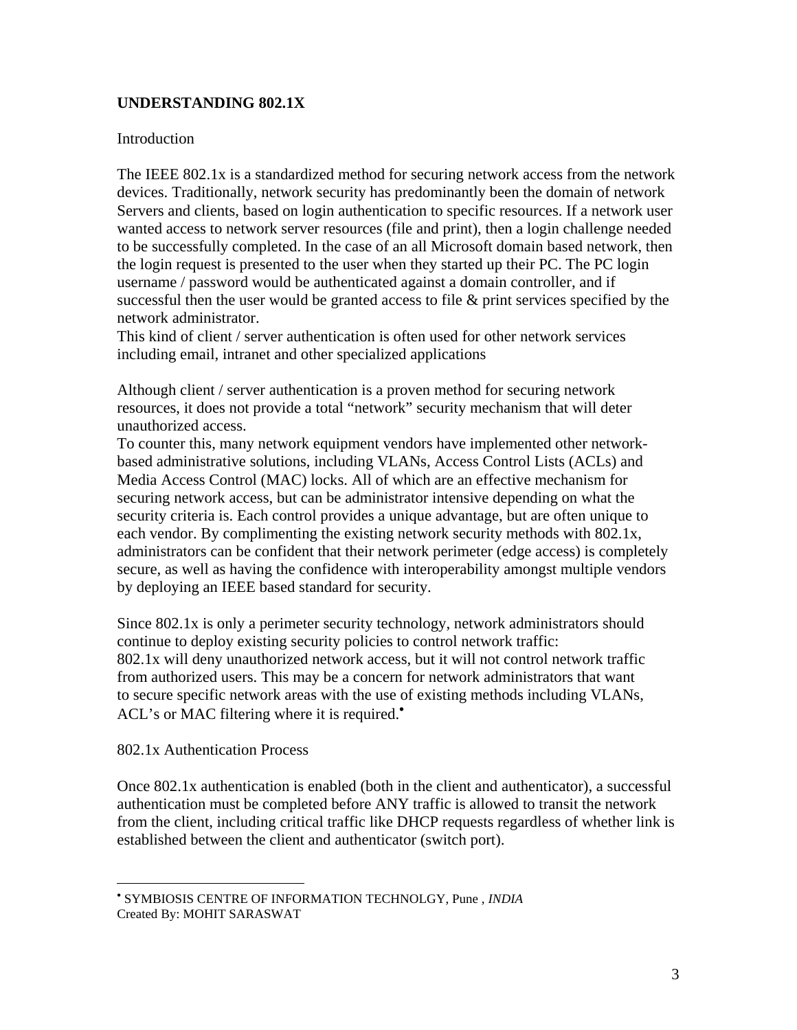# UNDERSTANDING 802.1X

## Introduction

The IEEE 802.1x is a standardized method for securing network access from the network devices. Traditionally, network security has predominantly been the domain of network Servers and clients, based on login authentication to specific resources. If a network user wanted access to network server resources (file and print), then a login challenge needed to be successfully completed. In the case of an all Microsoft domain based network, then the login request is presented to the user when they started up their PC. The PC login username / password would be authenticated against a domain controller, and if successful then the user would be granted access to file & print services specified by the network administrator.
This kind of client / server authentication is often used for other network services including email, intranet and other specialized applications

Although client / server authentication is a proven method for securing network resources, it does not provide a total "network" security mechanism that will deter unauthorized access.
To counter this, many network equipment vendors have implemented other network-based administrative solutions, including VLANs, Access Control Lists (ACLs) and Media Access Control (MAC) locks. All of which are an effective mechanism for securing network access, but can be administrator intensive depending on what the security criteria is. Each control provides a unique advantage, but are often unique to each vendor. By complimenting the existing network security methods with 802.1x, administrators can be confident that their network perimeter (edge access) is completely secure, as well as having the confidence with interoperability amongst multiple vendors by deploying an IEEE based standard for security.

Since 802.1x is only a perimeter security technology, network administrators should continue to deploy existing security policies to control network traffic:
802.1x will deny unauthorized network access, but it will not control network traffic from authorized users. This may be a concern for network administrators that want to secure specific network areas with the use of existing methods including VLANs, ACL's or MAC filtering where it is required.[•]

## 802.1x Authentication Process

Once 802.1x authentication is enabled (both in the client and authenticator), a successful authentication must be completed before ANY traffic is allowed to transit the network from the client, including critical traffic like DHCP requests regardless of whether link is established between the client and authenticator (switch port).

---

[•] SYMBIOSIS CENTRE OF INFORMATION TECHNOLGY, Pune , *INDIA*
Created By: MOHIT SARASWAT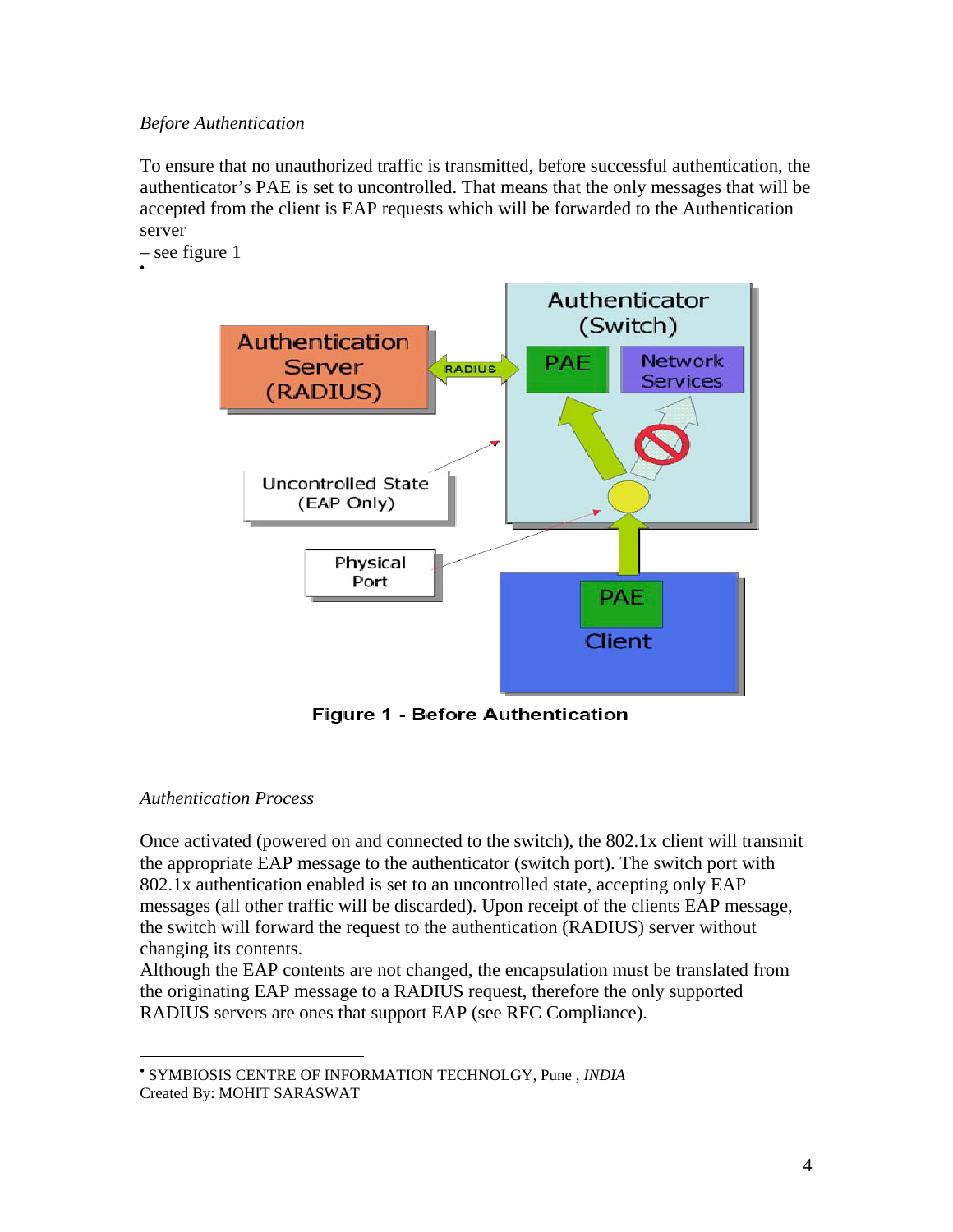*Before Authentication*

To ensure that no unauthorized traffic is transmitted, before successful authentication, the authenticator's PAE is set to uncontrolled. That means that the only messages that will be accepted from the client is EAP requests which will be forwarded to the Authentication server
– see figure 1
•

**Figure 1 - Before Authentication**

*Authentication Process*

Once activated (powered on and connected to the switch), the 802.1x client will transmit the appropriate EAP message to the authenticator (switch port). The switch port with 802.1x authentication enabled is set to an uncontrolled state, accepting only EAP messages (all other traffic will be discarded). Upon receipt of the clients EAP message, the switch will forward the request to the authentication (RADIUS) server without changing its contents.
Although the EAP contents are not changed, the encapsulation must be translated from the originating EAP message to a RADIUS request, therefore the only supported RADIUS servers are ones that support EAP (see RFC Compliance).

---

• SYMBIOSIS CENTRE OF INFORMATION TECHNOLGY, Pune , *INDIA*
Created By: MOHIT SARASWAT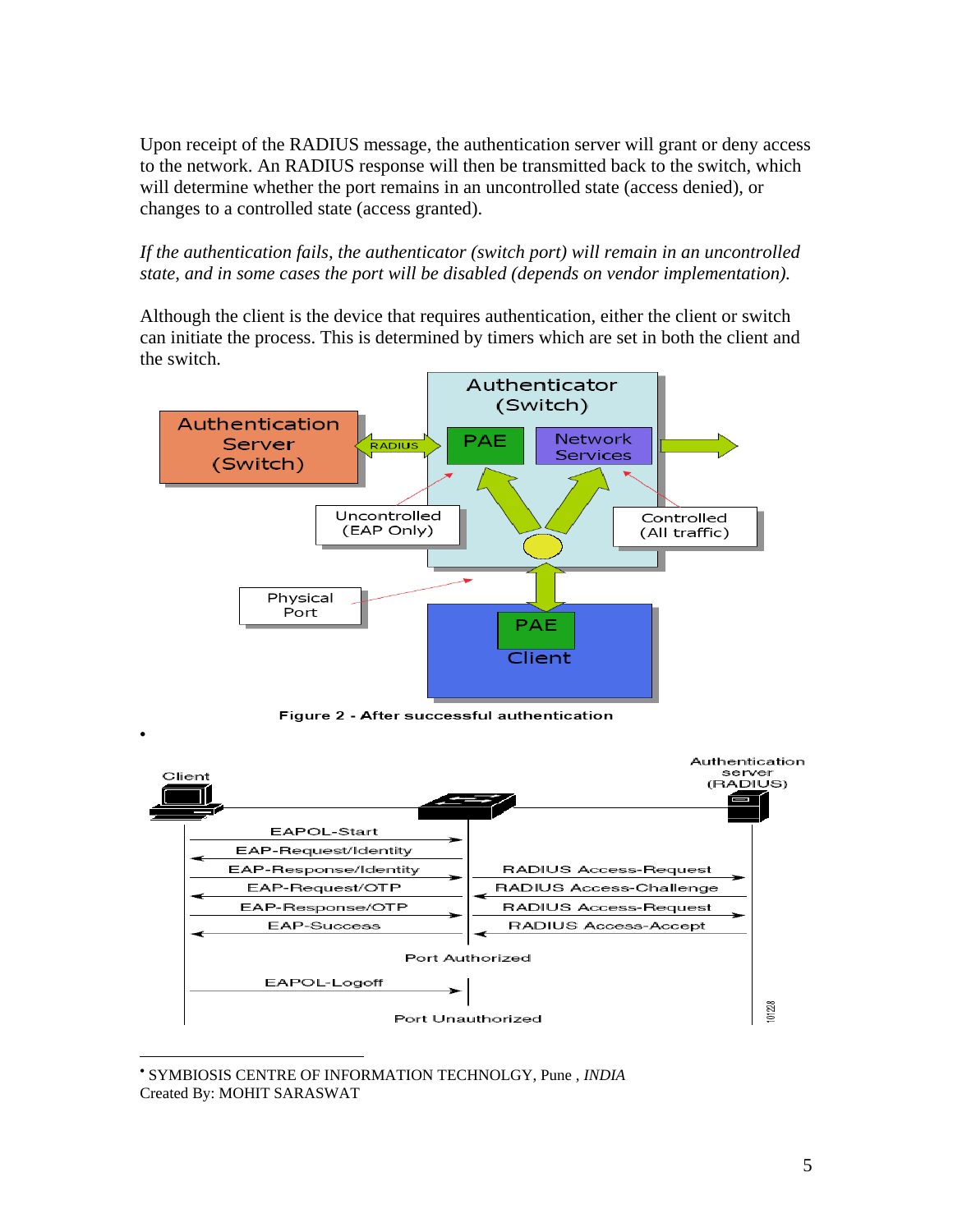Upon receipt of the RADIUS message, the authentication server will grant or deny access to the network. An RADIUS response will then be transmitted back to the switch, which will determine whether the port remains in an uncontrolled state (access denied), or changes to a controlled state (access granted).

*If the authentication fails, the authenticator (switch port) will remain in an uncontrolled state, and in some cases the port will be disabled (depends on vendor implementation).*

Although the client is the device that requires authentication, either the client or switch can initiate the process. This is determined by timers which are set in both the client and the switch.

**Figure 2 - After successful authentication**

---

• SYMBIOSIS CENTRE OF INFORMATION TECHNOLGY, Pune , *INDIA*
Created By: MOHIT SARASWAT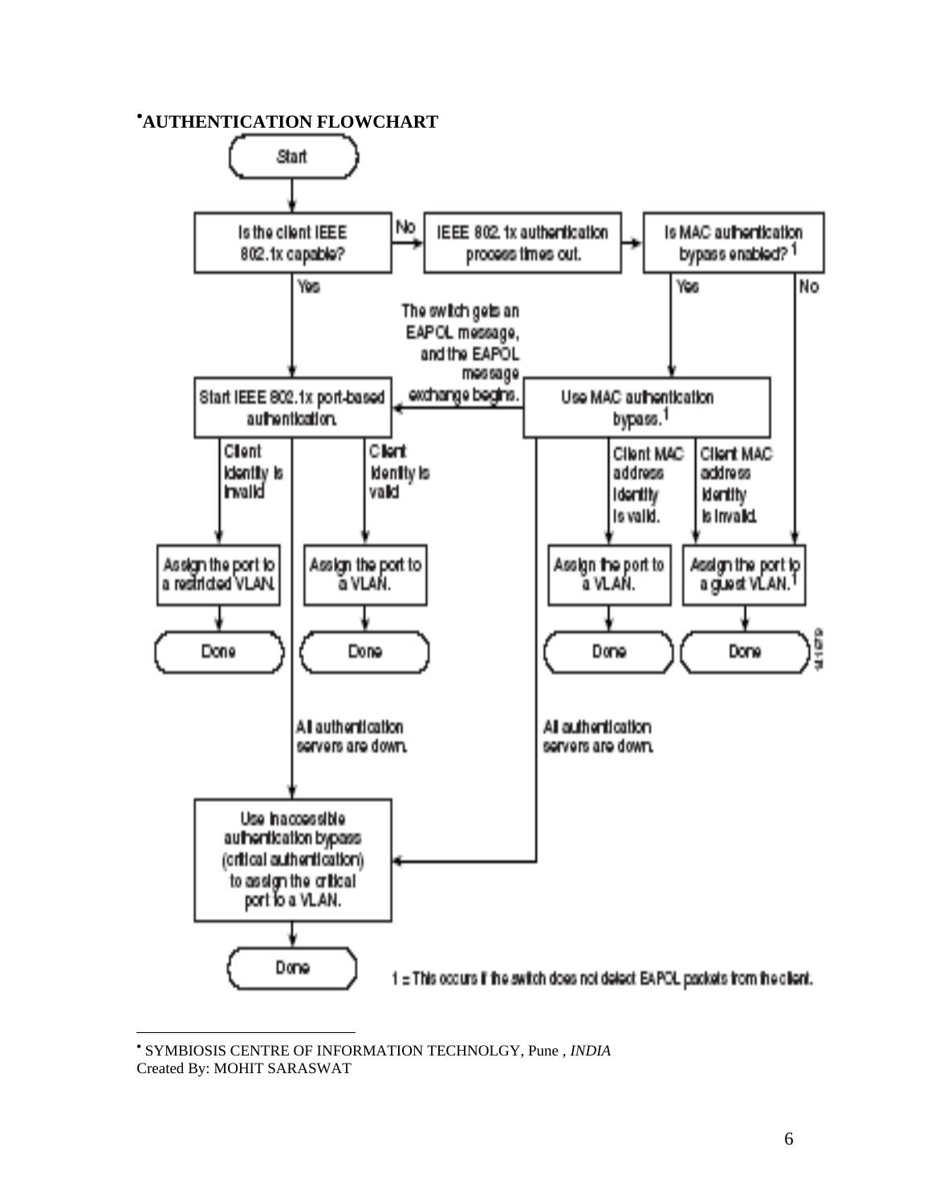# AUTHENTICATION FLOWCHART

Start

Is the client IEEE 802.1x capable?

- No → IEEE 802.1x authentication process times out. → Is MAC authentication bypass enabled? [1]
  - Yes → Use MAC authentication bypass. [1]
    - The switch gets an EAPOL message, and the EAPOL message exchange begins. → Start IEEE 802.1x port-based authentication.
    - Client MAC address identity is valid. → Assign the port to a VLAN. → Done
    - Client MAC address identity is invalid. → Assign the port to a guest VLAN. [1] → Done
    - All authentication servers are down. → Use inaccessible authentication bypass (critical authentication) to assign the critical port to a VLAN. → Done
  - No → Assign the port to a guest VLAN. [1] → Done
- Yes → Start IEEE 802.1x port-based authentication.
  - Client identity is invalid → Assign the port to a restricted VLAN. → Done
  - Client identity is valid → Assign the port to a VLAN. → Done
  - All authentication servers are down. → Use inaccessible authentication bypass (critical authentication) to assign the critical port to a VLAN. → Done

1 = This occurs if the switch does not detect EAPOL packets from the client.

---

• SYMBIOSIS CENTRE OF INFORMATION TECHNOLGY, Pune , *INDIA*
Created By: MOHIT SARASWAT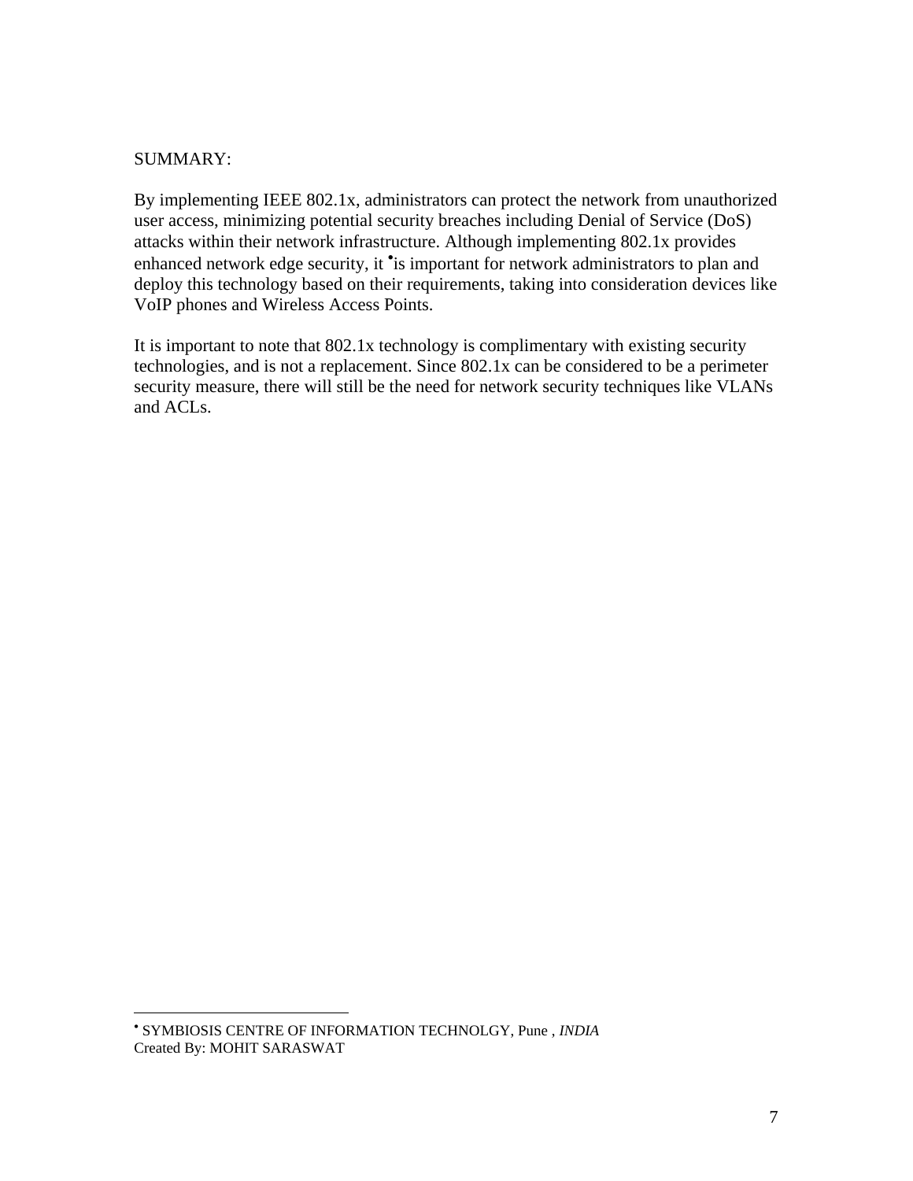SUMMARY:

By implementing IEEE 802.1x, administrators can protect the network from unauthorized user access, minimizing potential security breaches including Denial of Service (DoS) attacks within their network infrastructure. Although implementing 802.1x provides enhanced network edge security, it is important for network administrators to plan and deploy this technology based on their requirements, taking into consideration devices like VoIP phones and Wireless Access Points.

It is important to note that 802.1x technology is complimentary with existing security technologies, and is not a replacement. Since 802.1x can be considered to be a perimeter security measure, there will still be the need for network security techniques like VLANs and ACLs.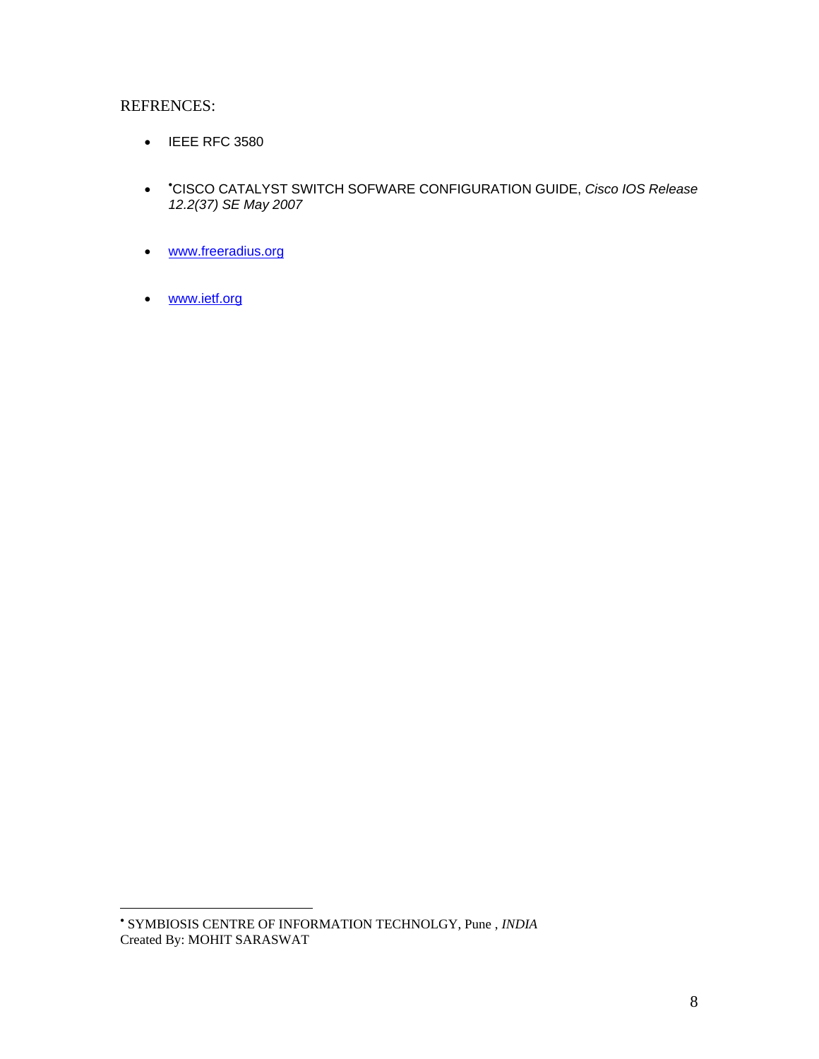REFRENCES:

- IEEE RFC 3580
- •CISCO CATALYST SWITCH SOFWARE CONFIGURATION GUIDE, *Cisco IOS Release 12.2(37) SE May 2007*
- www.freeradius.org
- www.ietf.org

• SYMBIOSIS CENTRE OF INFORMATION TECHNOLGY, Pune , *INDIA*
Created By: MOHIT SARASWAT